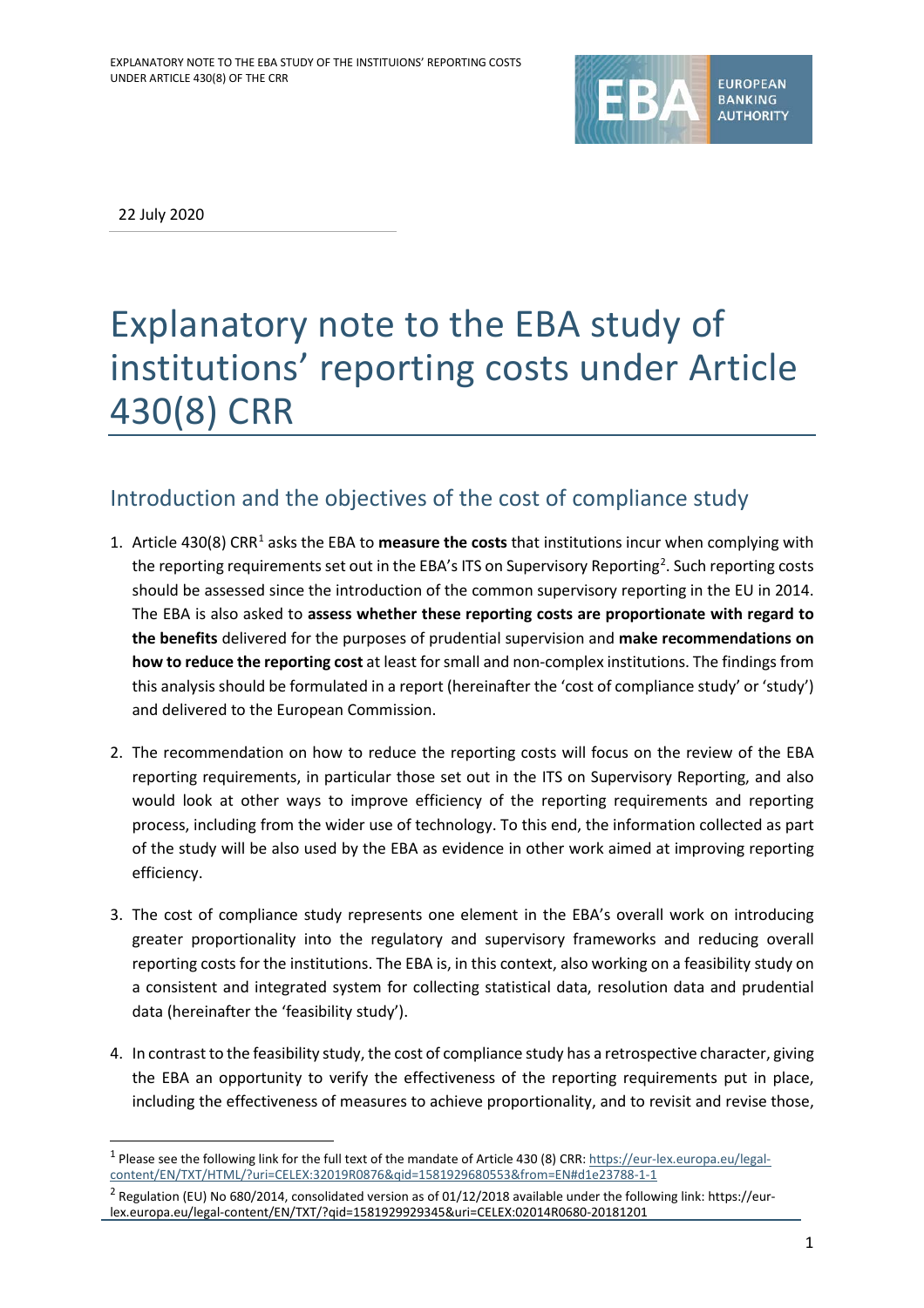22 July 2020

# Explanatory note to the EBA study of institutions' reporting costs under Article 430(8) CRR

## Introduction and the objectives of the cost of compliance study

1. Article 430(8) CRR[1] asks the EBA to **measure the costs** that institutions incur when complying with the reporting requirements set out in the EBA's ITS on Supervisory Reporting[2]. Such reporting costs should be assessed since the introduction of the common supervisory reporting in the EU in 2014. The EBA is also asked to **assess whether these reporting costs are proportionate with regard to the benefits** delivered for the purposes of prudential supervision and **make recommendations on how to reduce the reporting cost** at least for small and non-complex institutions. The findings from this analysis should be formulated in a report (hereinafter the 'cost of compliance study' or 'study') and delivered to the European Commission.

2. The recommendation on how to reduce the reporting costs will focus on the review of the EBA reporting requirements, in particular those set out in the ITS on Supervisory Reporting, and also would look at other ways to improve efficiency of the reporting requirements and reporting process, including from the wider use of technology. To this end, the information collected as part of the study will be also used by the EBA as evidence in other work aimed at improving reporting efficiency.

3. The cost of compliance study represents one element in the EBA's overall work on introducing greater proportionality into the regulatory and supervisory frameworks and reducing overall reporting costs for the institutions. The EBA is, in this context, also working on a feasibility study on a consistent and integrated system for collecting statistical data, resolution data and prudential data (hereinafter the 'feasibility study').

4. In contrast to the feasibility study, the cost of compliance study has a retrospective character, giving the EBA an opportunity to verify the effectiveness of the reporting requirements put in place, including the effectiveness of measures to achieve proportionality, and to revisit and revise those,

---

[1] Please see the following link for the full text of the mandate of Article 430 (8) CRR: https://eur-lex.europa.eu/legal-content/EN/TXT/HTML/?uri=CELEX:32019R0876&qid=1581929680553&from=EN#d1e23788-1-1

[2] Regulation (EU) No 680/2014, consolidated version as of 01/12/2018 available under the following link: https://eur-lex.europa.eu/legal-content/EN/TXT/?qid=1581929929345&uri=CELEX:02014R0680-20181201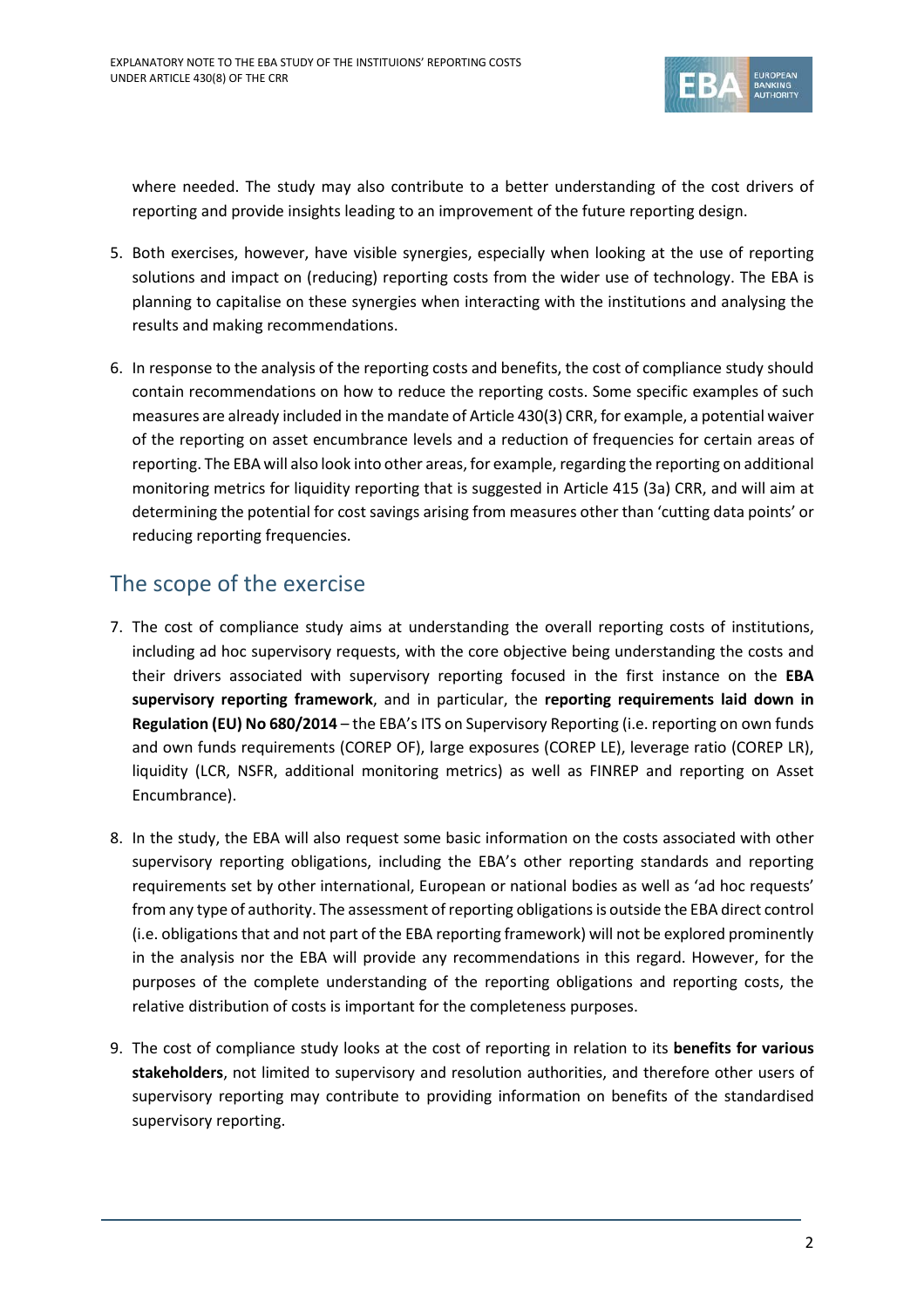where needed. The study may also contribute to a better understanding of the cost drivers of reporting and provide insights leading to an improvement of the future reporting design.

5. Both exercises, however, have visible synergies, especially when looking at the use of reporting solutions and impact on (reducing) reporting costs from the wider use of technology. The EBA is planning to capitalise on these synergies when interacting with the institutions and analysing the results and making recommendations.

6. In response to the analysis of the reporting costs and benefits, the cost of compliance study should contain recommendations on how to reduce the reporting costs. Some specific examples of such measures are already included in the mandate of Article 430(3) CRR, for example, a potential waiver of the reporting on asset encumbrance levels and a reduction of frequencies for certain areas of reporting. The EBA will also look into other areas, for example, regarding the reporting on additional monitoring metrics for liquidity reporting that is suggested in Article 415 (3a) CRR, and will aim at determining the potential for cost savings arising from measures other than 'cutting data points' or reducing reporting frequencies.

## The scope of the exercise

7. The cost of compliance study aims at understanding the overall reporting costs of institutions, including ad hoc supervisory requests, with the core objective being understanding the costs and their drivers associated with supervisory reporting focused in the first instance on the **EBA supervisory reporting framework**, and in particular, the **reporting requirements laid down in Regulation (EU) No 680/2014** – the EBA's ITS on Supervisory Reporting (i.e. reporting on own funds and own funds requirements (COREP OF), large exposures (COREP LE), leverage ratio (COREP LR), liquidity (LCR, NSFR, additional monitoring metrics) as well as FINREP and reporting on Asset Encumbrance).

8. In the study, the EBA will also request some basic information on the costs associated with other supervisory reporting obligations, including the EBA's other reporting standards and reporting requirements set by other international, European or national bodies as well as 'ad hoc requests' from any type of authority. The assessment of reporting obligations is outside the EBA direct control (i.e. obligations that and not part of the EBA reporting framework) will not be explored prominently in the analysis nor the EBA will provide any recommendations in this regard. However, for the purposes of the complete understanding of the reporting obligations and reporting costs, the relative distribution of costs is important for the completeness purposes.

9. The cost of compliance study looks at the cost of reporting in relation to its **benefits for various stakeholders**, not limited to supervisory and resolution authorities, and therefore other users of supervisory reporting may contribute to providing information on benefits of the standardised supervisory reporting.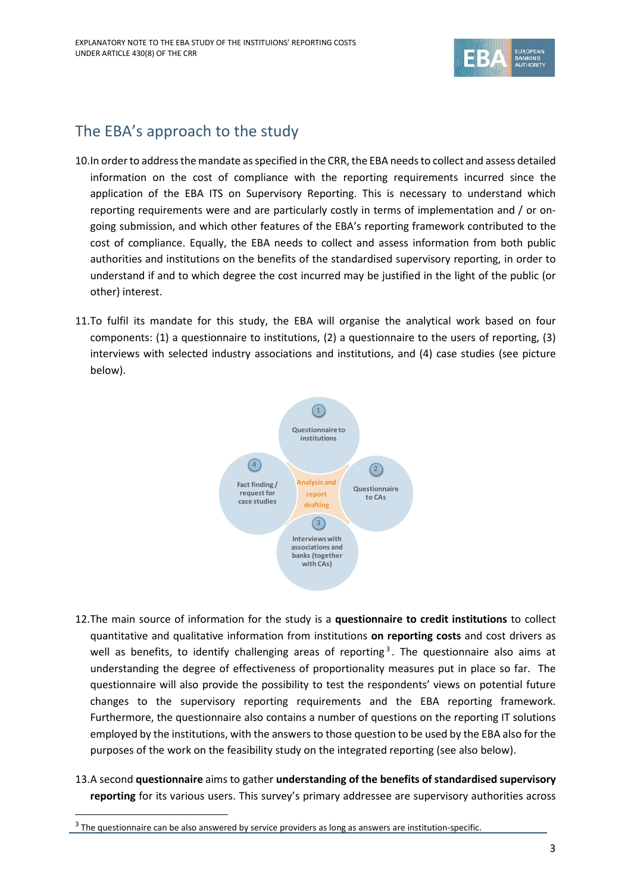## The EBA's approach to the study

10. In order to address the mandate as specified in the CRR, the EBA needs to collect and assess detailed information on the cost of compliance with the reporting requirements incurred since the application of the EBA ITS on Supervisory Reporting. This is necessary to understand which reporting requirements were and are particularly costly in terms of implementation and / or on-going submission, and which other features of the EBA's reporting framework contributed to the cost of compliance. Equally, the EBA needs to collect and assess information from both public authorities and institutions on the benefits of the standardised supervisory reporting, in order to understand if and to which degree the cost incurred may be justified in the light of the public (or other) interest.

11. To fulfil its mandate for this study, the EBA will organise the analytical work based on four components: (1) a questionnaire to institutions, (2) a questionnaire to the users of reporting, (3) interviews with selected industry associations and institutions, and (4) case studies (see picture below).

1 Questionnaire to institutions

2 Questionnaire to CAs

3 Interviews with associations and banks (together with CAs)

4 Fact finding / request for case studies

Analysis and report drafting

12. The main source of information for the study is a **questionnaire to credit institutions** to collect quantitative and qualitative information from institutions **on reporting costs** and cost drivers as well as benefits, to identify challenging areas of reporting[3]. The questionnaire also aims at understanding the degree of effectiveness of proportionality measures put in place so far. The questionnaire will also provide the possibility to test the respondents' views on potential future changes to the supervisory reporting requirements and the EBA reporting framework. Furthermore, the questionnaire also contains a number of questions on the reporting IT solutions employed by the institutions, with the answers to those question to be used by the EBA also for the purposes of the work on the feasibility study on the integrated reporting (see also below).

13. A second **questionnaire** aims to gather **understanding of the benefits of standardised supervisory reporting** for its various users. This survey's primary addressee are supervisory authorities across

[3] The questionnaire can be also answered by service providers as long as answers are institution-specific.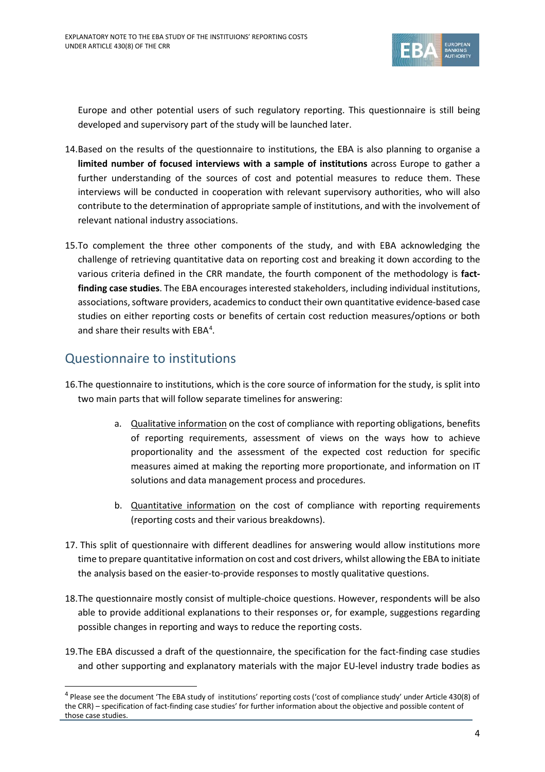Europe and other potential users of such regulatory reporting. This questionnaire is still being developed and supervisory part of the study will be launched later.

14. Based on the results of the questionnaire to institutions, the EBA is also planning to organise a **limited number of focused interviews with a sample of institutions** across Europe to gather a further understanding of the sources of cost and potential measures to reduce them. These interviews will be conducted in cooperation with relevant supervisory authorities, who will also contribute to the determination of appropriate sample of institutions, and with the involvement of relevant national industry associations.

15. To complement the three other components of the study, and with EBA acknowledging the challenge of retrieving quantitative data on reporting cost and breaking it down according to the various criteria defined in the CRR mandate, the fourth component of the methodology is **fact-finding case studies**. The EBA encourages interested stakeholders, including individual institutions, associations, software providers, academics to conduct their own quantitative evidence-based case studies on either reporting costs or benefits of certain cost reduction measures/options or both and share their results with EBA[4].

## Questionnaire to institutions

16. The questionnaire to institutions, which is the core source of information for the study, is split into two main parts that will follow separate timelines for answering:

    a. Qualitative information on the cost of compliance with reporting obligations, benefits of reporting requirements, assessment of views on the ways how to achieve proportionality and the assessment of the expected cost reduction for specific measures aimed at making the reporting more proportionate, and information on IT solutions and data management process and procedures.

    b. Quantitative information on the cost of compliance with reporting requirements (reporting costs and their various breakdowns).

17. This split of questionnaire with different deadlines for answering would allow institutions more time to prepare quantitative information on cost and cost drivers, whilst allowing the EBA to initiate the analysis based on the easier-to-provide responses to mostly qualitative questions.

18. The questionnaire mostly consist of multiple-choice questions. However, respondents will be also able to provide additional explanations to their responses or, for example, suggestions regarding possible changes in reporting and ways to reduce the reporting costs.

19. The EBA discussed a draft of the questionnaire, the specification for the fact-finding case studies and other supporting and explanatory materials with the major EU-level industry trade bodies as

---

[4] Please see the document 'The EBA study of institutions' reporting costs ('cost of compliance study' under Article 430(8) of the CRR) – specification of fact-finding case studies' for further information about the objective and possible content of those case studies.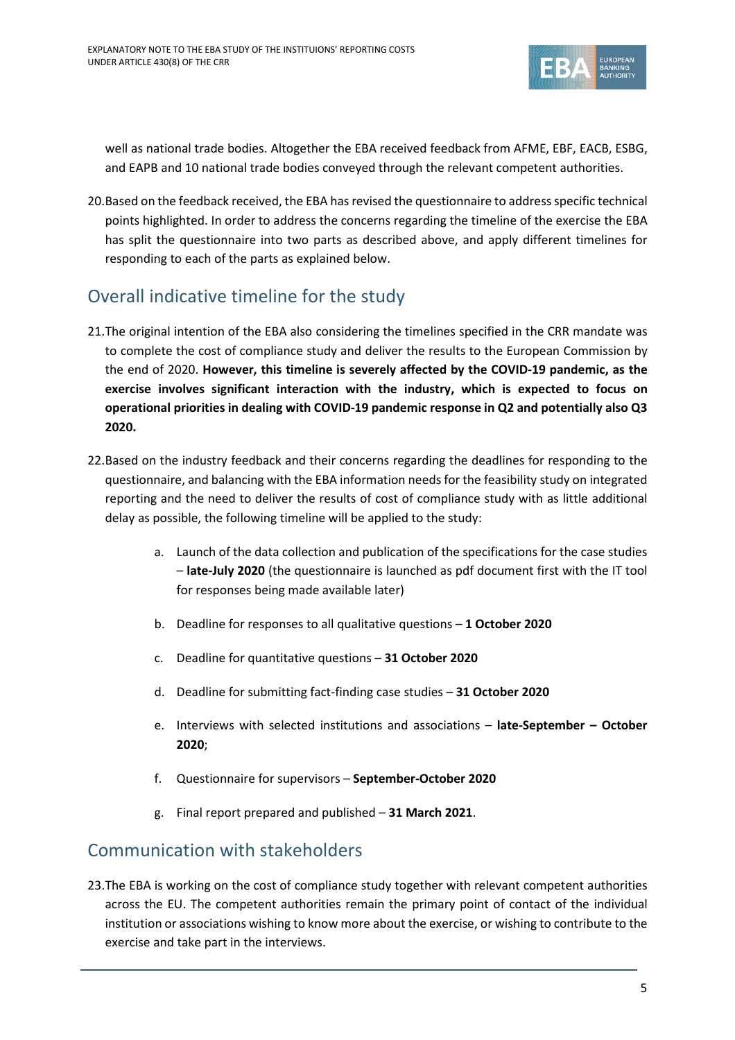well as national trade bodies. Altogether the EBA received feedback from AFME, EBF, EACB, ESBG, and EAPB and 10 national trade bodies conveyed through the relevant competent authorities.

20. Based on the feedback received, the EBA has revised the questionnaire to address specific technical points highlighted. In order to address the concerns regarding the timeline of the exercise the EBA has split the questionnaire into two parts as described above, and apply different timelines for responding to each of the parts as explained below.

## Overall indicative timeline for the study

21. The original intention of the EBA also considering the timelines specified in the CRR mandate was to complete the cost of compliance study and deliver the results to the European Commission by the end of 2020. **However, this timeline is severely affected by the COVID-19 pandemic, as the exercise involves significant interaction with the industry, which is expected to focus on operational priorities in dealing with COVID-19 pandemic response in Q2 and potentially also Q3 2020.**

22. Based on the industry feedback and their concerns regarding the deadlines for responding to the questionnaire, and balancing with the EBA information needs for the feasibility study on integrated reporting and the need to deliver the results of cost of compliance study with as little additional delay as possible, the following timeline will be applied to the study:

    a. Launch of the data collection and publication of the specifications for the case studies – **late-July 2020** (the questionnaire is launched as pdf document first with the IT tool for responses being made available later)

    b. Deadline for responses to all qualitative questions – **1 October 2020**

    c. Deadline for quantitative questions – **31 October 2020**

    d. Deadline for submitting fact-finding case studies – **31 October 2020**

    e. Interviews with selected institutions and associations – **late-September – October 2020**;

    f. Questionnaire for supervisors – **September-October 2020**

    g. Final report prepared and published – **31 March 2021**.

## Communication with stakeholders

23. The EBA is working on the cost of compliance study together with relevant competent authorities across the EU. The competent authorities remain the primary point of contact of the individual institution or associations wishing to know more about the exercise, or wishing to contribute to the exercise and take part in the interviews.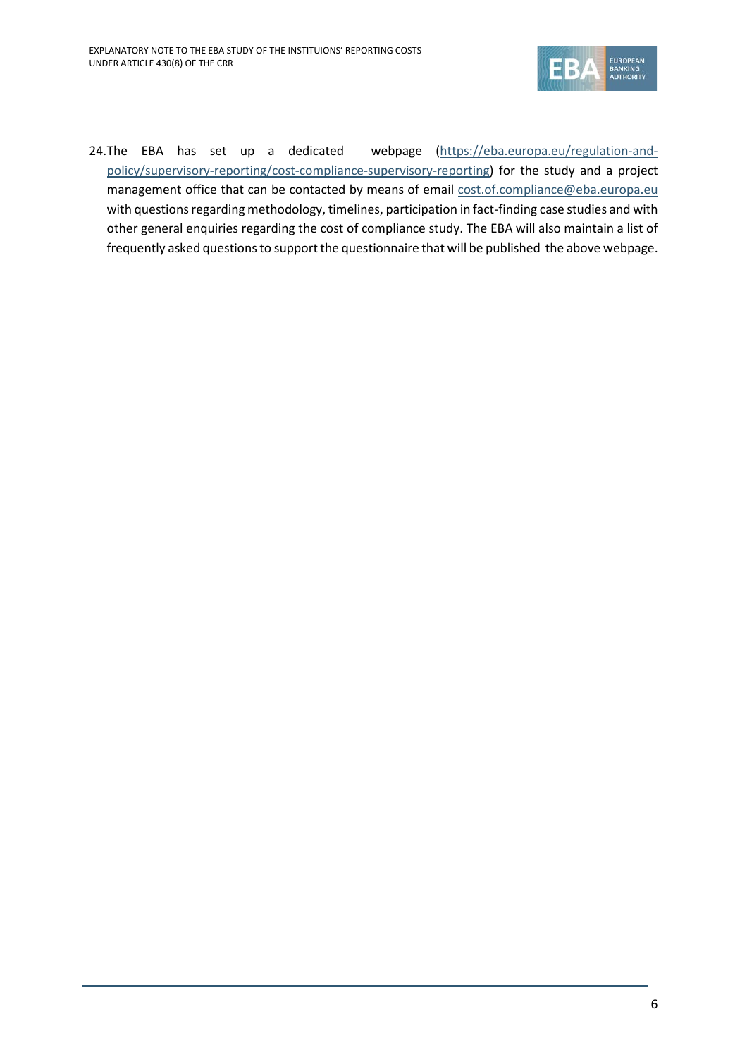24. The EBA has set up a dedicated webpage (https://eba.europa.eu/regulation-and-policy/supervisory-reporting/cost-compliance-supervisory-reporting) for the study and a project management office that can be contacted by means of email cost.of.compliance@eba.europa.eu with questions regarding methodology, timelines, participation in fact-finding case studies and with other general enquiries regarding the cost of compliance study. The EBA will also maintain a list of frequently asked questions to support the questionnaire that will be published the above webpage.